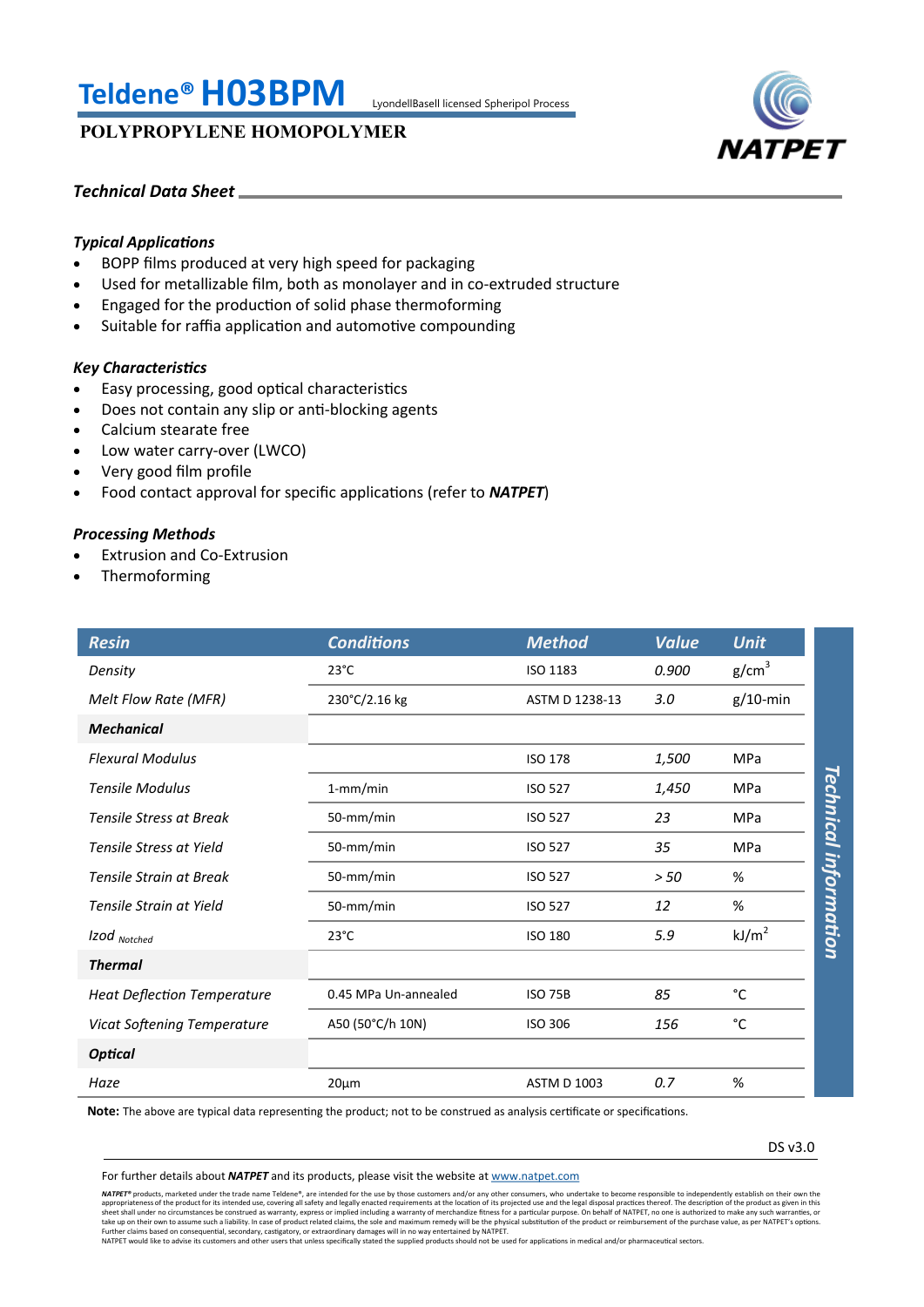# Teldene® H03BPM

LyondellBasell licensed Spheripol Process

## POLYPROPYLENE HOMOPOLYMER

NATPET

### *Technical Data Sheet*

#### *Typical Applications*

- BOPP films produced at very high speed for packaging
- Used for metallizable film, both as monolayer and in co-extruded structure
- Engaged for the production of solid phase thermoforming
- Suitable for raffia application and automotive compounding

#### *Key Characteristics*

- Easy processing, good optical characteristics
- Does not contain any slip or anti-blocking agents
- Calcium stearate free
- Low water carry-over (LWCO)
- Very good film profile
- Food contact approval for specific applications (refer to ***NATPET***)

#### *Processing Methods*

- Extrusion and Co-Extrusion
- Thermoforming

| *Resin* | *Conditions* | *Method* | *Value* | *Unit* |
|---|---|---|---|---|
| *Density* | 23°C | ISO 1183 | *0.900* | g/cm$^3$ |
| *Melt Flow Rate (MFR)* | 230°C/2.16 kg | ASTM D 1238-13 | *3.0* | g/10-min |
| ***Mechanical*** | | | | |
| *Flexural Modulus* | | ISO 178 | *1,500* | MPa |
| *Tensile Modulus* | 1-mm/min | ISO 527 | *1,450* | MPa |
| *Tensile Stress at Break* | 50-mm/min | ISO 527 | *23* | MPa |
| *Tensile Stress at Yield* | 50-mm/min | ISO 527 | *35* | MPa |
| *Tensile Strain at Break* | 50-mm/min | ISO 527 | *> 50* | % |
| *Tensile Strain at Yield* | 50-mm/min | ISO 527 | *12* | % |
| *Izod $_{Notched}$* | 23°C | ISO 180 | *5.9* | kJ/m$^2$ |
| ***Thermal*** | | | | |
| *Heat Deflection Temperature* | 0.45 MPa Un-annealed | ISO 75B | *85* | °C |
| *Vicat Softening Temperature* | A50 (50°C/h 10N) | ISO 306 | *156* | °C |
| ***Optical*** | | | | |
| *Haze* | 20µm | ASTM D 1003 | *0.7* | % |

*Technical information*

**Note:** The above are typical data representing the product; not to be construed as analysis certificate or specifications.

DS v3.0

For further details about ***NATPET*** and its products, please visit the website at www.natpet.com

***NATPET®*** products, marketed under the trade name Teldene®, are intended for the use by those customers and/or any other consumers, who undertake to become responsible to independently establish on their own the appropriateness of the product for its intended use, covering all safety and legally enacted requirements at the location of its projected use and the legal disposal practices thereof. The description of the product as given in this sheet shall under no circumstances be construed as warranty, express or implied including a warranty of merchandize fitness for a particular purpose. On behalf of NATPET, no one is authorized to make any such warranties, or take up on their own to assume such a liability. In case of product related claims, the sole and maximum remedy will be the physical substitution of the product or reimbursement of the purchase value, as per NATPET's options. Further claims based on consequential, secondary, castigatory, or extraordinary damages will in no way entertained by NATPET.
NATPET would like to advise its customers and other users that unless specifically stated the supplied products should not be used for applications in medical and/or pharmaceutical sectors.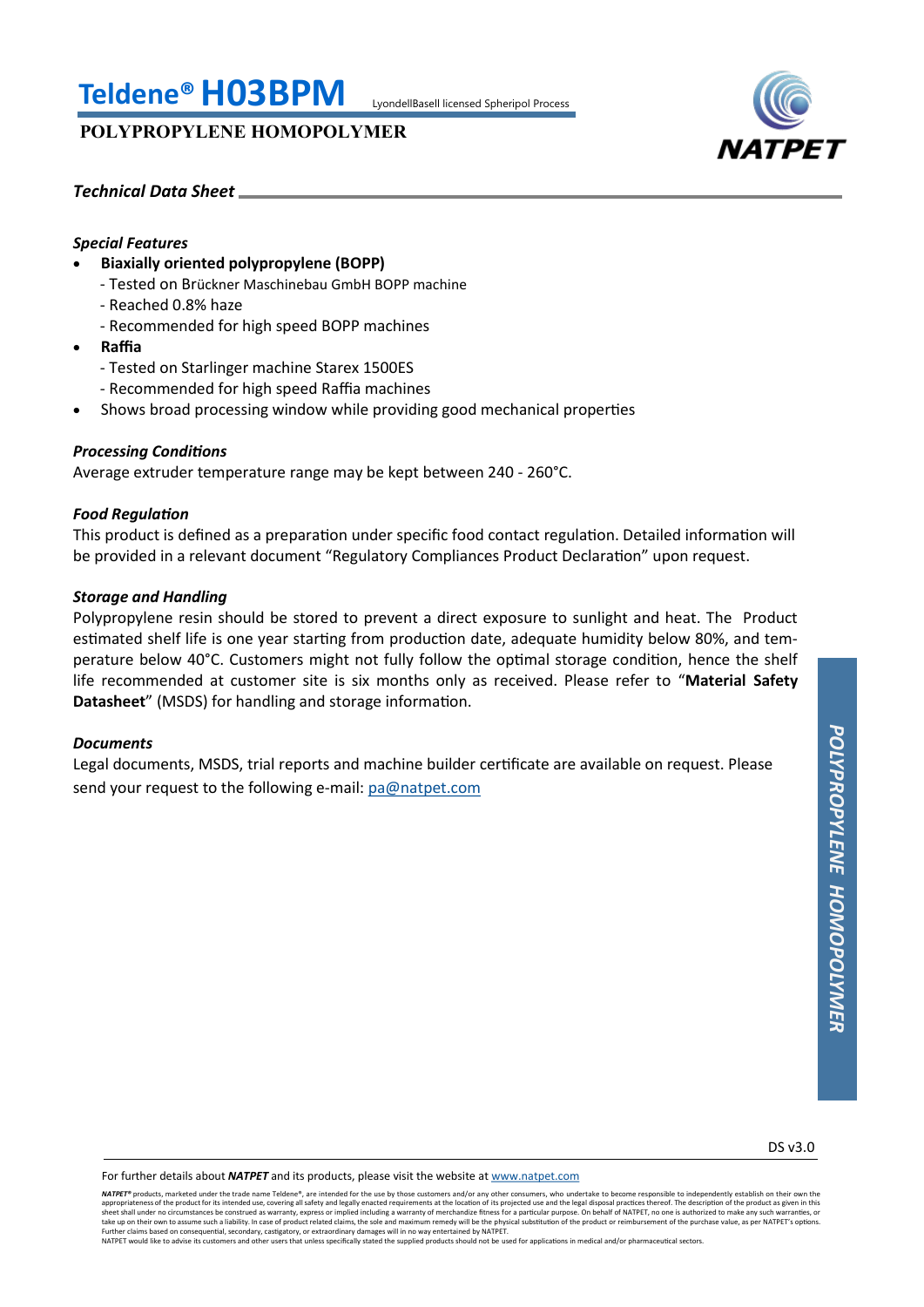# Teldene® H03BPM

LyondellBasell licensed Spheripol Process

**POLYPROPYLENE HOMOPOLYMER**

***Technical Data Sheet***

***Special Features***

- **Biaxially oriented polypropylene (BOPP)**
  - Tested on Brückner Maschinebau GmbH BOPP machine
  - Reached 0.8% haze
  - Recommended for high speed BOPP machines
- **Raffia**
  - Tested on Starlinger machine Starex 1500ES
  - Recommended for high speed Raffia machines
- Shows broad processing window while providing good mechanical properties

***Processing Conditions***

Average extruder temperature range may be kept between 240 - 260°C.

***Food Regulation***

This product is defined as a preparation under specific food contact regulation. Detailed information will be provided in a relevant document "Regulatory Compliances Product Declaration" upon request.

***Storage and Handling***

Polypropylene resin should be stored to prevent a direct exposure to sunlight and heat. The Product estimated shelf life is one year starting from production date, adequate humidity below 80%, and temperature below 40°C. Customers might not fully follow the optimal storage condition, hence the shelf life recommended at customer site is six months only as received. Please refer to "**Material Safety Datasheet**" (MSDS) for handling and storage information.

***Documents***

Legal documents, MSDS, trial reports and machine builder certificate are available on request. Please send your request to the following e-mail: pa@natpet.com

DS v3.0

For further details about ***NATPET*** and its products, please visit the website at www.natpet.com

***NATPET®*** products, marketed under the trade name Teldene®, are intended for the use by those customers and/or any other consumers, who undertake to become responsible to independently establish on their own the appropriateness of the product for its intended use, covering all safety and legally enacted requirements at the location of its projected use and the legal disposal practices thereof. The description of the product as given in this sheet shall under no circumstances be construed as warranty, express or implied including a warranty of merchandize fitness for a particular purpose. On behalf of NATPET, no one is authorized to make any such warranties, or take up on their own to assume such a liability. In case of product related claims, the sole and maximum remedy will be the physical substitution of the product or reimbursement of the purchase value, as per NATPET's options. Further claims based on consequential, secondary, castigatory, or extraordinary damages will in no way entertained by NATPET.
NATPET would like to advise its customers and other users that unless specifically stated the supplied products should not be used for applications in medical and/or pharmaceutical sectors.